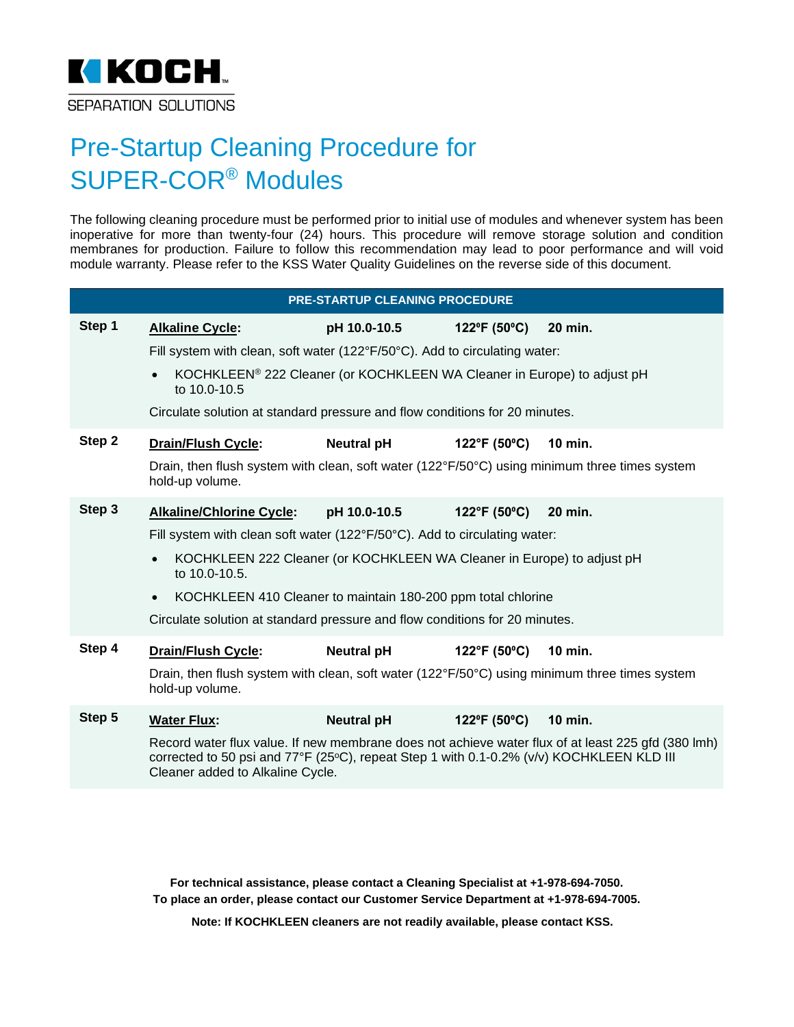KOCH

SEPARATION SOLUTIONS

# Pre-Startup Cleaning Procedure for SUPER-COR® Modules

The following cleaning procedure must be performed prior to initial use of modules and whenever system has been inoperative for more than twenty-four (24) hours. This procedure will remove storage solution and condition membranes for production. Failure to follow this recommendation may lead to poor performance and will void module warranty. Please refer to the KSS Water Quality Guidelines on the reverse side of this document.

## PRE-STARTUP CLEANING PROCEDURE

**Step 1** — **Alkaline Cycle:** **pH 10.0-10.5** **122°F (50°C)** **20 min.**

Fill system with clean, soft water (122°F/50°C). Add to circulating water:

- KOCHKLEEN® 222 Cleaner (or KOCHKLEEN WA Cleaner in Europe) to adjust pH to 10.0-10.5

Circulate solution at standard pressure and flow conditions for 20 minutes.

**Step 2** — **Drain/Flush Cycle:** **Neutral pH** **122°F (50°C)** **10 min.**

Drain, then flush system with clean, soft water (122°F/50°C) using minimum three times system hold-up volume.

**Step 3** — **Alkaline/Chlorine Cycle:** **pH 10.0-10.5** **122°F (50°C)** **20 min.**

Fill system with clean soft water (122°F/50°C). Add to circulating water:

- KOCHKLEEN 222 Cleaner (or KOCHKLEEN WA Cleaner in Europe) to adjust pH to 10.0-10.5.
- KOCHKLEEN 410 Cleaner to maintain 180-200 ppm total chlorine

Circulate solution at standard pressure and flow conditions for 20 minutes.

**Step 4** — **Drain/Flush Cycle:** **Neutral pH** **122°F (50°C)** **10 min.**

Drain, then flush system with clean, soft water (122°F/50°C) using minimum three times system hold-up volume.

**Step 5** — **Water Flux:** **Neutral pH** **122°F (50°C)** **10 min.**

Record water flux value. If new membrane does not achieve water flux of at least 225 gfd (380 lmh) corrected to 50 psi and 77°F (25°C), repeat Step 1 with 0.1-0.2% (v/v) KOCHKLEEN KLD III Cleaner added to Alkaline Cycle.

**For technical assistance, please contact a Cleaning Specialist at +1-978-694-7050.**
**To place an order, please contact our Customer Service Department at +1-978-694-7005.**

**Note: If KOCHKLEEN cleaners are not readily available, please contact KSS.**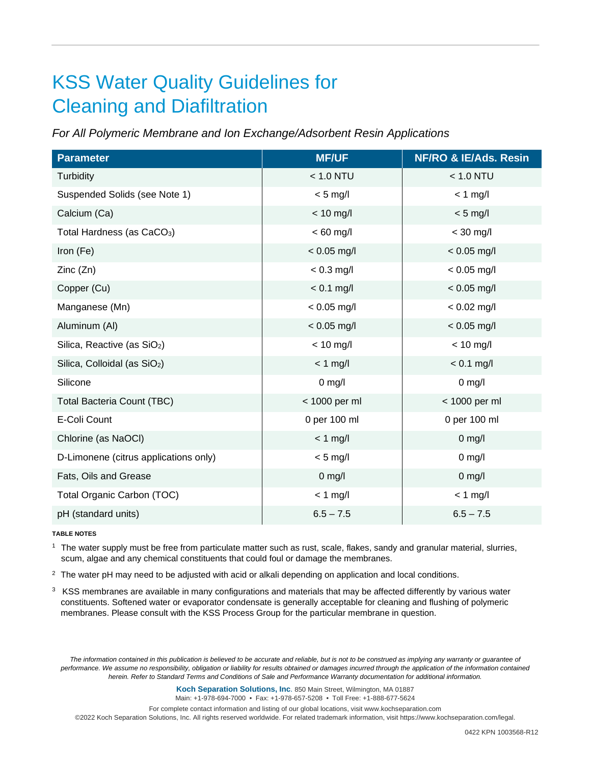# KSS Water Quality Guidelines for Cleaning and Diafiltration

*For All Polymeric Membrane and Ion Exchange/Adsorbent Resin Applications*

| Parameter | MF/UF | NF/RO & IE/Ads. Resin |
|---|---|---|
| Turbidity | < 1.0 NTU | < 1.0 NTU |
| Suspended Solids (see Note 1) | < 5 mg/l | < 1 mg/l |
| Calcium (Ca) | < 10 mg/l | < 5 mg/l |
| Total Hardness (as $CaCO_3$) | < 60 mg/l | < 30 mg/l |
| Iron (Fe) | < 0.05 mg/l | < 0.05 mg/l |
| Zinc (Zn) | < 0.3 mg/l | < 0.05 mg/l |
| Copper (Cu) | < 0.1 mg/l | < 0.05 mg/l |
| Manganese (Mn) | < 0.05 mg/l | < 0.02 mg/l |
| Aluminum (Al) | < 0.05 mg/l | < 0.05 mg/l |
| Silica, Reactive (as $SiO_2$) | < 10 mg/l | < 10 mg/l |
| Silica, Colloidal (as $SiO_2$) | < 1 mg/l | < 0.1 mg/l |
| Silicone | 0 mg/l | 0 mg/l |
| Total Bacteria Count (TBC) | < 1000 per ml | < 1000 per ml |
| E-Coli Count | 0 per 100 ml | 0 per 100 ml |
| Chlorine (as NaOCl) | < 1 mg/l | 0 mg/l |
| D-Limonene (citrus applications only) | < 5 mg/l | 0 mg/l |
| Fats, Oils and Grease | 0 mg/l | 0 mg/l |
| Total Organic Carbon (TOC) | < 1 mg/l | < 1 mg/l |
| pH (standard units) | 6.5 – 7.5 | 6.5 – 7.5 |

**TABLE NOTES**

[1] The water supply must be free from particulate matter such as rust, scale, flakes, sandy and granular material, slurries, scum, algae and any chemical constituents that could foul or damage the membranes.

[2] The water pH may need to be adjusted with acid or alkali depending on application and local conditions.

[3] KSS membranes are available in many configurations and materials that may be affected differently by various water constituents. Softened water or evaporator condensate is generally acceptable for cleaning and flushing of polymeric membranes. Please consult with the KSS Process Group for the particular membrane in question.

*The information contained in this publication is believed to be accurate and reliable, but is not to be construed as implying any warranty or guarantee of performance. We assume no responsibility, obligation or liability for results obtained or damages incurred through the application of the information contained herein. Refer to Standard Terms and Conditions of Sale and Performance Warranty documentation for additional information.*

**Koch Separation Solutions, Inc**. 850 Main Street, Wilmington, MA 01887
Main: +1-978-694-7000 • Fax: +1-978-657-5208 • Toll Free: +1-888-677-5624

For complete contact information and listing of our global locations, visit www.kochseparation.com
©2022 Koch Separation Solutions, Inc. All rights reserved worldwide. For related trademark information, visit https://www.kochseparation.com/legal.

0422 KPN 1003568-R12